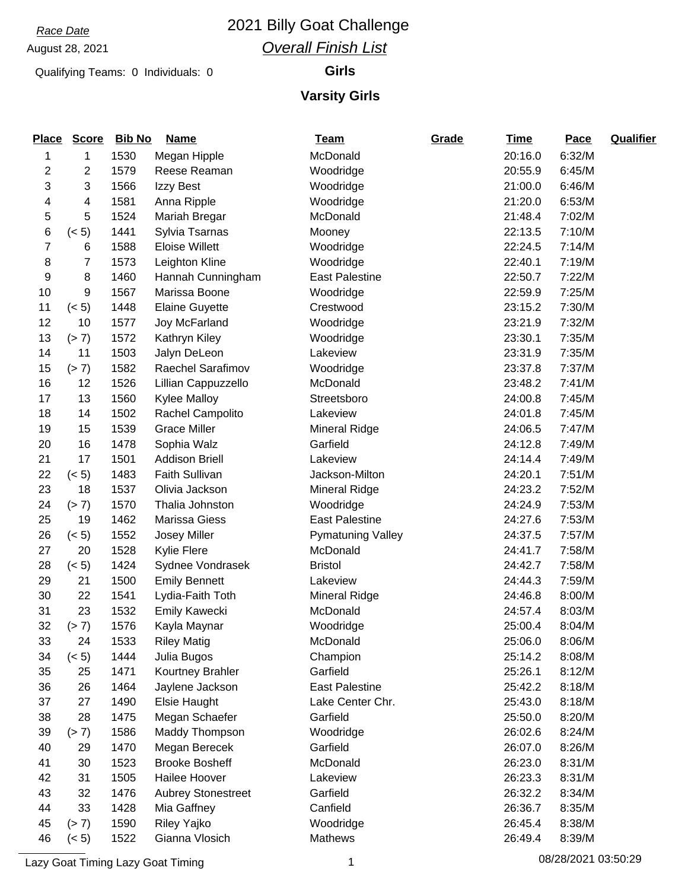*Race Date*

August 28, 2021

# 2021 Billy Goat Challenge

## *Overall Finish List*

Qualifying Teams: 0 Individuals: 0

### Girls

### Varsity Girls

| Place | Score | Bib No | Name | Team | Grade | Time | Pace | Qualifier |
|---|---|---|---|---|---|---|---|---|
| 1 | 1 | 1530 | Megan Hipple | McDonald | | 20:16.0 | 6:32/M | |
| 2 | 2 | 1579 | Reese Reaman | Woodridge | | 20:55.9 | 6:45/M | |
| 3 | 3 | 1566 | Izzy Best | Woodridge | | 21:00.0 | 6:46/M | |
| 4 | 4 | 1581 | Anna Ripple | Woodridge | | 21:20.0 | 6:53/M | |
| 5 | 5 | 1524 | Mariah Bregar | McDonald | | 21:48.4 | 7:02/M | |
| 6 | (< 5) | 1441 | Sylvia Tsarnas | Mooney | | 22:13.5 | 7:10/M | |
| 7 | 6 | 1588 | Eloise Willett | Woodridge | | 22:24.5 | 7:14/M | |
| 8 | 7 | 1573 | Leighton Kline | Woodridge | | 22:40.1 | 7:19/M | |
| 9 | 8 | 1460 | Hannah Cunningham | East Palestine | | 22:50.7 | 7:22/M | |
| 10 | 9 | 1567 | Marissa Boone | Woodridge | | 22:59.9 | 7:25/M | |
| 11 | (< 5) | 1448 | Elaine Guyette | Crestwood | | 23:15.2 | 7:30/M | |
| 12 | 10 | 1577 | Joy McFarland | Woodridge | | 23:21.9 | 7:32/M | |
| 13 | (> 7) | 1572 | Kathryn Kiley | Woodridge | | 23:30.1 | 7:35/M | |
| 14 | 11 | 1503 | Jalyn DeLeon | Lakeview | | 23:31.9 | 7:35/M | |
| 15 | (> 7) | 1582 | Raechel Sarafimov | Woodridge | | 23:37.8 | 7:37/M | |
| 16 | 12 | 1526 | Lillian Cappuzzello | McDonald | | 23:48.2 | 7:41/M | |
| 17 | 13 | 1560 | Kylee Malloy | Streetsboro | | 24:00.8 | 7:45/M | |
| 18 | 14 | 1502 | Rachel Campolito | Lakeview | | 24:01.8 | 7:45/M | |
| 19 | 15 | 1539 | Grace Miller | Mineral Ridge | | 24:06.5 | 7:47/M | |
| 20 | 16 | 1478 | Sophia Walz | Garfield | | 24:12.8 | 7:49/M | |
| 21 | 17 | 1501 | Addison Briell | Lakeview | | 24:14.4 | 7:49/M | |
| 22 | (< 5) | 1483 | Faith Sullivan | Jackson-Milton | | 24:20.1 | 7:51/M | |
| 23 | 18 | 1537 | Olivia Jackson | Mineral Ridge | | 24:23.2 | 7:52/M | |
| 24 | (> 7) | 1570 | Thalia Johnston | Woodridge | | 24:24.9 | 7:53/M | |
| 25 | 19 | 1462 | Marissa Giess | East Palestine | | 24:27.6 | 7:53/M | |
| 26 | (< 5) | 1552 | Josey Miller | Pymatuning Valley | | 24:37.5 | 7:57/M | |
| 27 | 20 | 1528 | Kylie Flere | McDonald | | 24:41.7 | 7:58/M | |
| 28 | (< 5) | 1424 | Sydnee Vondrasek | Bristol | | 24:42.7 | 7:58/M | |
| 29 | 21 | 1500 | Emily Bennett | Lakeview | | 24:44.3 | 7:59/M | |
| 30 | 22 | 1541 | Lydia-Faith Toth | Mineral Ridge | | 24:46.8 | 8:00/M | |
| 31 | 23 | 1532 | Emily Kawecki | McDonald | | 24:57.4 | 8:03/M | |
| 32 | (> 7) | 1576 | Kayla Maynar | Woodridge | | 25:00.4 | 8:04/M | |
| 33 | 24 | 1533 | Riley Matig | McDonald | | 25:06.0 | 8:06/M | |
| 34 | (< 5) | 1444 | Julia Bugos | Champion | | 25:14.2 | 8:08/M | |
| 35 | 25 | 1471 | Kourtney Brahler | Garfield | | 25:26.1 | 8:12/M | |
| 36 | 26 | 1464 | Jaylene Jackson | East Palestine | | 25:42.2 | 8:18/M | |
| 37 | 27 | 1490 | Elsie Haught | Lake Center Chr. | | 25:43.0 | 8:18/M | |
| 38 | 28 | 1475 | Megan Schaefer | Garfield | | 25:50.0 | 8:20/M | |
| 39 | (> 7) | 1586 | Maddy Thompson | Woodridge | | 26:02.6 | 8:24/M | |
| 40 | 29 | 1470 | Megan Berecek | Garfield | | 26:07.0 | 8:26/M | |
| 41 | 30 | 1523 | Brooke Bosheff | McDonald | | 26:23.0 | 8:31/M | |
| 42 | 31 | 1505 | Hailee Hoover | Lakeview | | 26:23.3 | 8:31/M | |
| 43 | 32 | 1476 | Aubrey Stonestreet | Garfield | | 26:32.2 | 8:34/M | |
| 44 | 33 | 1428 | Mia Gaffney | Canfield | | 26:36.7 | 8:35/M | |
| 45 | (> 7) | 1590 | Riley Yajko | Woodridge | | 26:45.4 | 8:38/M | |
| 46 | (< 5) | 1522 | Gianna Vlosich | Mathews | | 26:49.4 | 8:39/M | |

Lazy Goat Timing Lazy Goat Timing 08/28/2021 03:50:29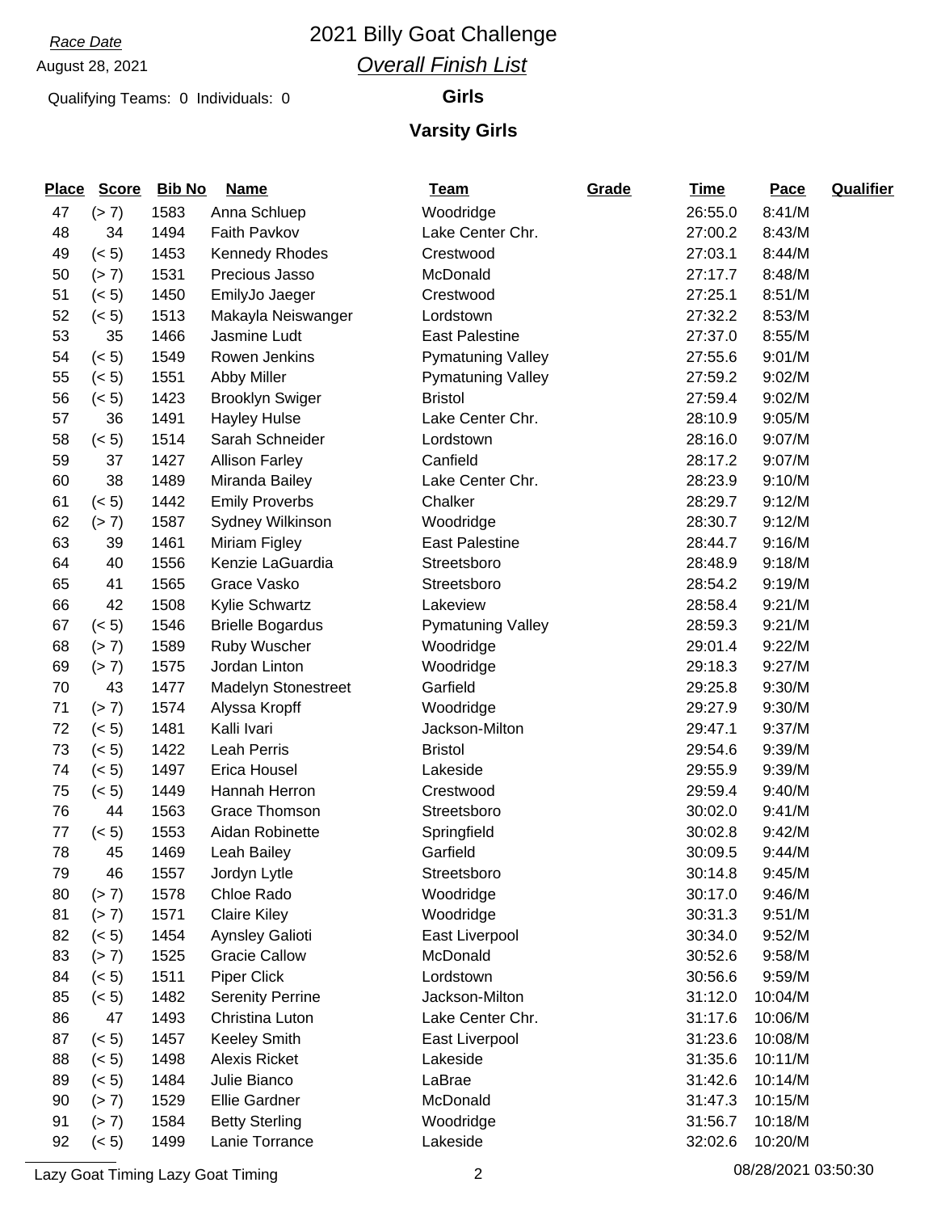*Race Date*

August 28, 2021

# 2021 Billy Goat Challenge

## *Overall Finish List*

Qualifying Teams: 0 Individuals: 0

### Girls

### Varsity Girls

| Place | Score | Bib No | Name | Team | Grade | Time | Pace | Qualifier |
|---|---|---|---|---|---|---|---|---|
| 47 | (> 7) | 1583 | Anna Schluep | Woodridge | | 26:55.0 | 8:41/M | |
| 48 | 34 | 1494 | Faith Pavkov | Lake Center Chr. | | 27:00.2 | 8:43/M | |
| 49 | (< 5) | 1453 | Kennedy Rhodes | Crestwood | | 27:03.1 | 8:44/M | |
| 50 | (> 7) | 1531 | Precious Jasso | McDonald | | 27:17.7 | 8:48/M | |
| 51 | (< 5) | 1450 | EmilyJo Jaeger | Crestwood | | 27:25.1 | 8:51/M | |
| 52 | (< 5) | 1513 | Makayla Neiswanger | Lordstown | | 27:32.2 | 8:53/M | |
| 53 | 35 | 1466 | Jasmine Ludt | East Palestine | | 27:37.0 | 8:55/M | |
| 54 | (< 5) | 1549 | Rowen Jenkins | Pymatuning Valley | | 27:55.6 | 9:01/M | |
| 55 | (< 5) | 1551 | Abby Miller | Pymatuning Valley | | 27:59.2 | 9:02/M | |
| 56 | (< 5) | 1423 | Brooklyn Swiger | Bristol | | 27:59.4 | 9:02/M | |
| 57 | 36 | 1491 | Hayley Hulse | Lake Center Chr. | | 28:10.9 | 9:05/M | |
| 58 | (< 5) | 1514 | Sarah Schneider | Lordstown | | 28:16.0 | 9:07/M | |
| 59 | 37 | 1427 | Allison Farley | Canfield | | 28:17.2 | 9:07/M | |
| 60 | 38 | 1489 | Miranda Bailey | Lake Center Chr. | | 28:23.9 | 9:10/M | |
| 61 | (< 5) | 1442 | Emily Proverbs | Chalker | | 28:29.7 | 9:12/M | |
| 62 | (> 7) | 1587 | Sydney Wilkinson | Woodridge | | 28:30.7 | 9:12/M | |
| 63 | 39 | 1461 | Miriam Figley | East Palestine | | 28:44.7 | 9:16/M | |
| 64 | 40 | 1556 | Kenzie LaGuardia | Streetsboro | | 28:48.9 | 9:18/M | |
| 65 | 41 | 1565 | Grace Vasko | Streetsboro | | 28:54.2 | 9:19/M | |
| 66 | 42 | 1508 | Kylie Schwartz | Lakeview | | 28:58.4 | 9:21/M | |
| 67 | (< 5) | 1546 | Brielle Bogardus | Pymatuning Valley | | 28:59.3 | 9:21/M | |
| 68 | (> 7) | 1589 | Ruby Wuscher | Woodridge | | 29:01.4 | 9:22/M | |
| 69 | (> 7) | 1575 | Jordan Linton | Woodridge | | 29:18.3 | 9:27/M | |
| 70 | 43 | 1477 | Madelyn Stonestreet | Garfield | | 29:25.8 | 9:30/M | |
| 71 | (> 7) | 1574 | Alyssa Kropff | Woodridge | | 29:27.9 | 9:30/M | |
| 72 | (< 5) | 1481 | Kalli Ivari | Jackson-Milton | | 29:47.1 | 9:37/M | |
| 73 | (< 5) | 1422 | Leah Perris | Bristol | | 29:54.6 | 9:39/M | |
| 74 | (< 5) | 1497 | Erica Housel | Lakeside | | 29:55.9 | 9:39/M | |
| 75 | (< 5) | 1449 | Hannah Herron | Crestwood | | 29:59.4 | 9:40/M | |
| 76 | 44 | 1563 | Grace Thomson | Streetsboro | | 30:02.0 | 9:41/M | |
| 77 | (< 5) | 1553 | Aidan Robinette | Springfield | | 30:02.8 | 9:42/M | |
| 78 | 45 | 1469 | Leah Bailey | Garfield | | 30:09.5 | 9:44/M | |
| 79 | 46 | 1557 | Jordyn Lytle | Streetsboro | | 30:14.8 | 9:45/M | |
| 80 | (> 7) | 1578 | Chloe Rado | Woodridge | | 30:17.0 | 9:46/M | |
| 81 | (> 7) | 1571 | Claire Kiley | Woodridge | | 30:31.3 | 9:51/M | |
| 82 | (< 5) | 1454 | Aynsley Galioti | East Liverpool | | 30:34.0 | 9:52/M | |
| 83 | (> 7) | 1525 | Gracie Callow | McDonald | | 30:52.6 | 9:58/M | |
| 84 | (< 5) | 1511 | Piper Click | Lordstown | | 30:56.6 | 9:59/M | |
| 85 | (< 5) | 1482 | Serenity Perrine | Jackson-Milton | | 31:12.0 | 10:04/M | |
| 86 | 47 | 1493 | Christina Luton | Lake Center Chr. | | 31:17.6 | 10:06/M | |
| 87 | (< 5) | 1457 | Keeley Smith | East Liverpool | | 31:23.6 | 10:08/M | |
| 88 | (< 5) | 1498 | Alexis Ricket | Lakeside | | 31:35.6 | 10:11/M | |
| 89 | (< 5) | 1484 | Julie Bianco | LaBrae | | 31:42.6 | 10:14/M | |
| 90 | (> 7) | 1529 | Ellie Gardner | McDonald | | 31:47.3 | 10:15/M | |
| 91 | (> 7) | 1584 | Betty Sterling | Woodridge | | 31:56.7 | 10:18/M | |
| 92 | (< 5) | 1499 | Lanie Torrance | Lakeside | | 32:02.6 | 10:20/M | |

Lazy Goat Timing Lazy Goat Timing

08/28/2021 03:50:30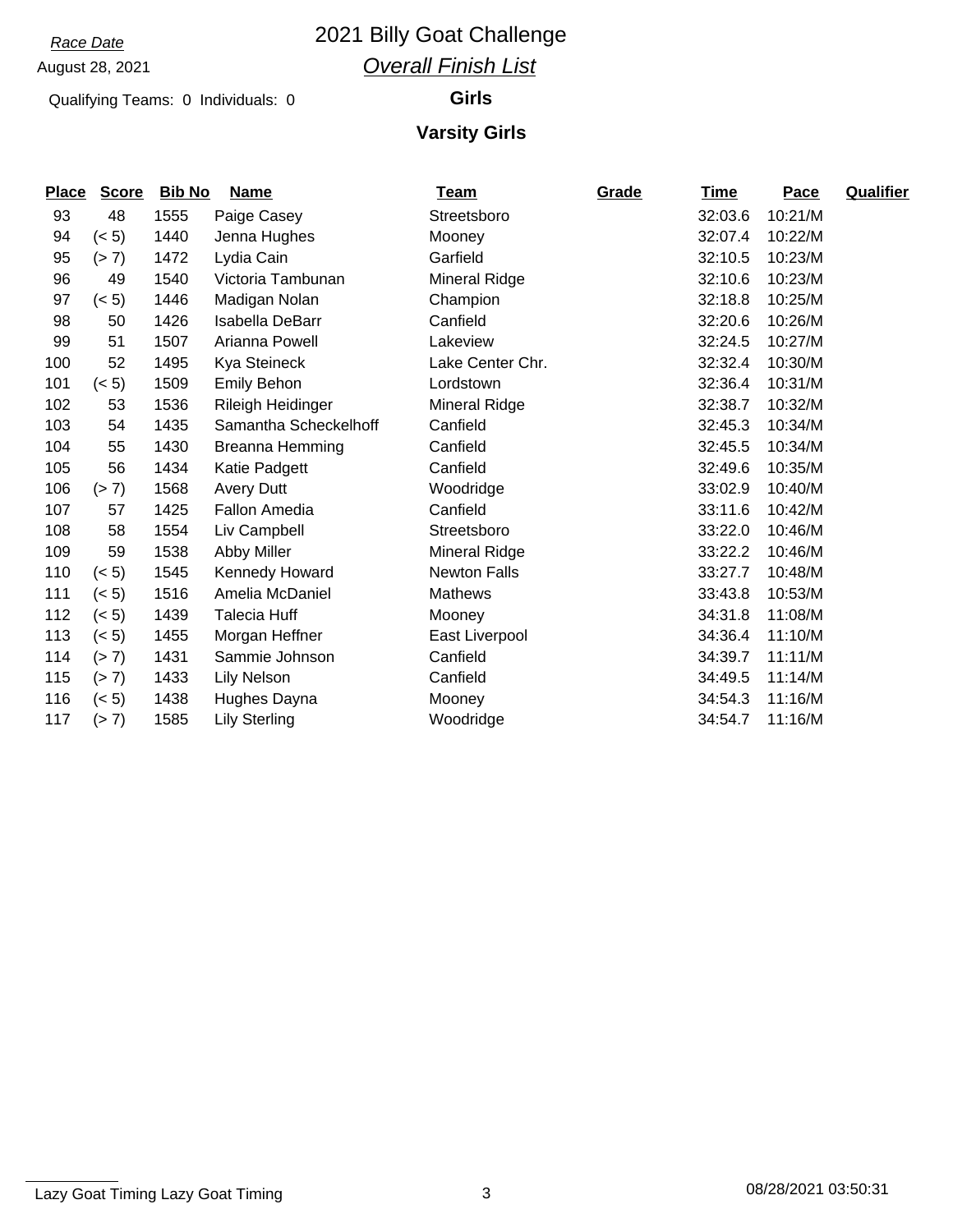*Race Date*

August 28, 2021

# 2021 Billy Goat Challenge

## *Overall Finish List*

Qualifying Teams: 0 Individuals: 0

### Girls

### Varsity Girls

| Place | Score | Bib No | Name | Team | Grade | Time | Pace | Qualifier |
|---|---|---|---|---|---|---|---|---|
| 93 | 48 | 1555 | Paige Casey | Streetsboro | | 32:03.6 | 10:21/M | |
| 94 | (< 5) | 1440 | Jenna Hughes | Mooney | | 32:07.4 | 10:22/M | |
| 95 | (> 7) | 1472 | Lydia Cain | Garfield | | 32:10.5 | 10:23/M | |
| 96 | 49 | 1540 | Victoria Tambunan | Mineral Ridge | | 32:10.6 | 10:23/M | |
| 97 | (< 5) | 1446 | Madigan Nolan | Champion | | 32:18.8 | 10:25/M | |
| 98 | 50 | 1426 | Isabella DeBarr | Canfield | | 32:20.6 | 10:26/M | |
| 99 | 51 | 1507 | Arianna Powell | Lakeview | | 32:24.5 | 10:27/M | |
| 100 | 52 | 1495 | Kya Steineck | Lake Center Chr. | | 32:32.4 | 10:30/M | |
| 101 | (< 5) | 1509 | Emily Behon | Lordstown | | 32:36.4 | 10:31/M | |
| 102 | 53 | 1536 | Rileigh Heidinger | Mineral Ridge | | 32:38.7 | 10:32/M | |
| 103 | 54 | 1435 | Samantha Scheckelhoff | Canfield | | 32:45.3 | 10:34/M | |
| 104 | 55 | 1430 | Breanna Hemming | Canfield | | 32:45.5 | 10:34/M | |
| 105 | 56 | 1434 | Katie Padgett | Canfield | | 32:49.6 | 10:35/M | |
| 106 | (> 7) | 1568 | Avery Dutt | Woodridge | | 33:02.9 | 10:40/M | |
| 107 | 57 | 1425 | Fallon Amedia | Canfield | | 33:11.6 | 10:42/M | |
| 108 | 58 | 1554 | Liv Campbell | Streetsboro | | 33:22.0 | 10:46/M | |
| 109 | 59 | 1538 | Abby Miller | Mineral Ridge | | 33:22.2 | 10:46/M | |
| 110 | (< 5) | 1545 | Kennedy Howard | Newton Falls | | 33:27.7 | 10:48/M | |
| 111 | (< 5) | 1516 | Amelia McDaniel | Mathews | | 33:43.8 | 10:53/M | |
| 112 | (< 5) | 1439 | Talecia Huff | Mooney | | 34:31.8 | 11:08/M | |
| 113 | (< 5) | 1455 | Morgan Heffner | East Liverpool | | 34:36.4 | 11:10/M | |
| 114 | (> 7) | 1431 | Sammie Johnson | Canfield | | 34:39.7 | 11:11/M | |
| 115 | (> 7) | 1433 | Lily Nelson | Canfield | | 34:49.5 | 11:14/M | |
| 116 | (< 5) | 1438 | Hughes Dayna | Mooney | | 34:54.3 | 11:16/M | |
| 117 | (> 7) | 1585 | Lily Sterling | Woodridge | | 34:54.7 | 11:16/M | |

Lazy Goat Timing Lazy Goat Timing

08/28/2021 03:50:31